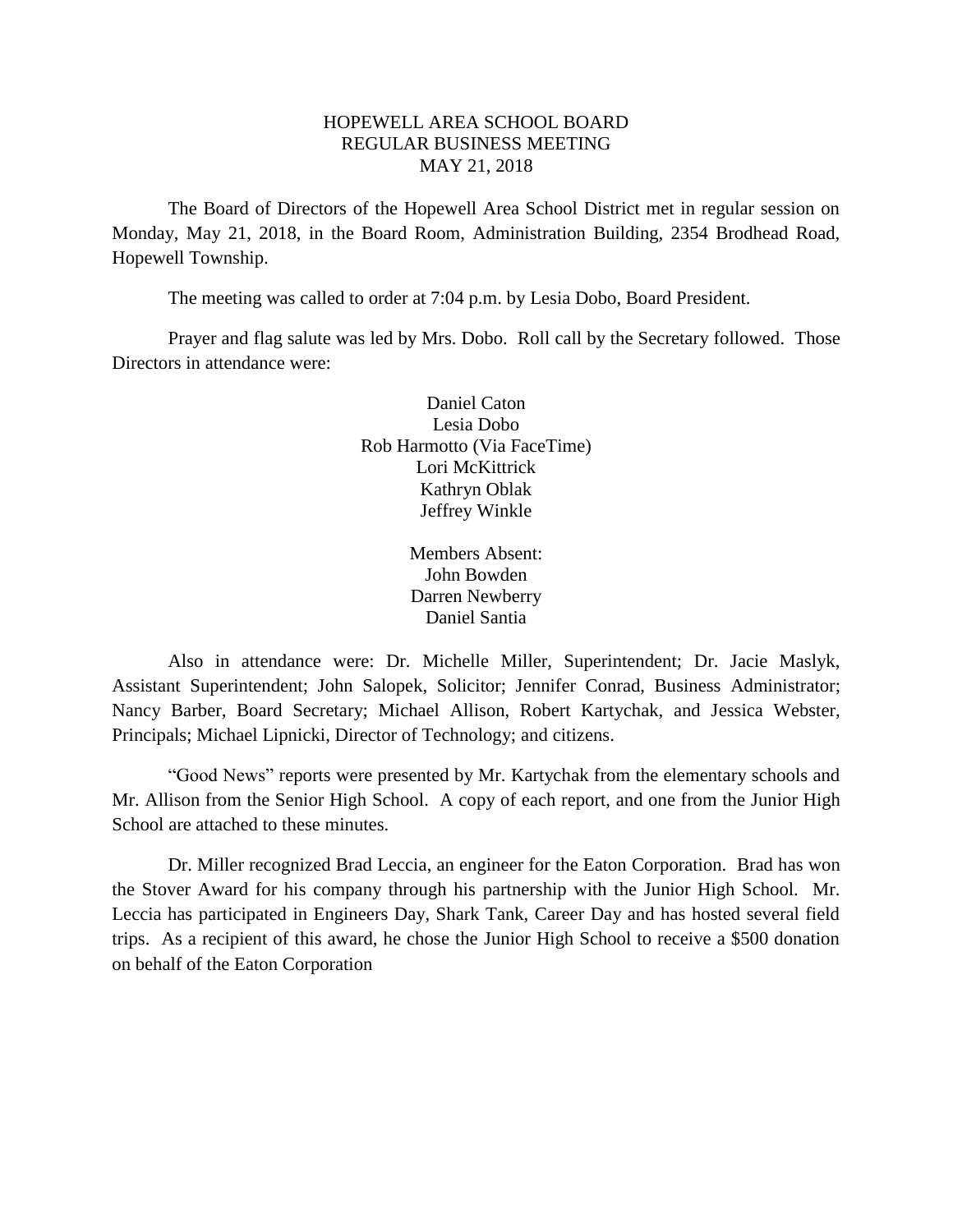# HOPEWELL AREA SCHOOL BOARD
## REGULAR BUSINESS MEETING
## MAY 21, 2018

The Board of Directors of the Hopewell Area School District met in regular session on Monday, May 21, 2018, in the Board Room, Administration Building, 2354 Brodhead Road, Hopewell Township.

The meeting was called to order at 7:04 p.m. by Lesia Dobo, Board President.

Prayer and flag salute was led by Mrs. Dobo. Roll call by the Secretary followed. Those Directors in attendance were:

Daniel Caton
Lesia Dobo
Rob Harmotto (Via FaceTime)
Lori McKittrick
Kathryn Oblak
Jeffrey Winkle

Members Absent:
John Bowden
Darren Newberry
Daniel Santia

Also in attendance were: Dr. Michelle Miller, Superintendent; Dr. Jacie Maslyk, Assistant Superintendent; John Salopek, Solicitor; Jennifer Conrad, Business Administrator; Nancy Barber, Board Secretary; Michael Allison, Robert Kartychak, and Jessica Webster, Principals; Michael Lipnicki, Director of Technology; and citizens.

"Good News" reports were presented by Mr. Kartychak from the elementary schools and Mr. Allison from the Senior High School. A copy of each report, and one from the Junior High School are attached to these minutes.

Dr. Miller recognized Brad Leccia, an engineer for the Eaton Corporation. Brad has won the Stover Award for his company through his partnership with the Junior High School. Mr. Leccia has participated in Engineers Day, Shark Tank, Career Day and has hosted several field trips. As a recipient of this award, he chose the Junior High School to receive a $500 donation on behalf of the Eaton Corporation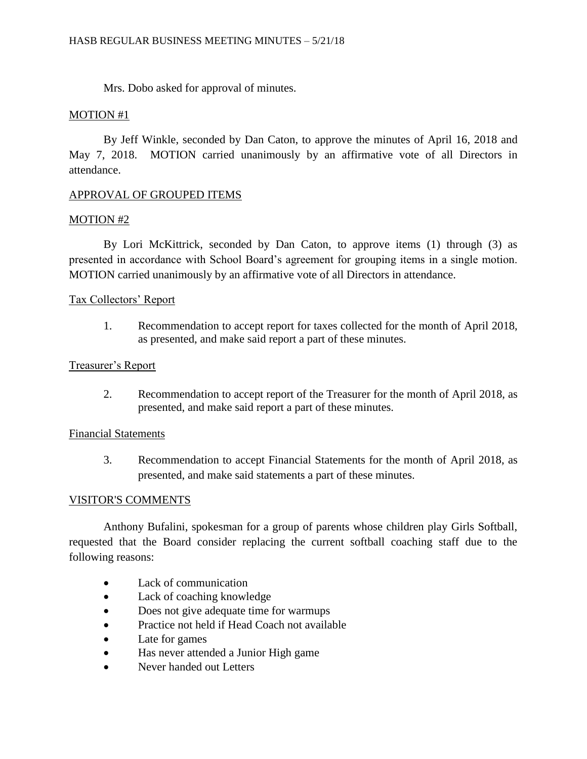Mrs. Dobo asked for approval of minutes.

MOTION #1

By Jeff Winkle, seconded by Dan Caton, to approve the minutes of April 16, 2018 and May 7, 2018. MOTION carried unanimously by an affirmative vote of all Directors in attendance.

APPROVAL OF GROUPED ITEMS

MOTION #2

By Lori McKittrick, seconded by Dan Caton, to approve items (1) through (3) as presented in accordance with School Board's agreement for grouping items in a single motion. MOTION carried unanimously by an affirmative vote of all Directors in attendance.

Tax Collectors' Report

1. Recommendation to accept report for taxes collected for the month of April 2018, as presented, and make said report a part of these minutes.

Treasurer's Report

2. Recommendation to accept report of the Treasurer for the month of April 2018, as presented, and make said report a part of these minutes.

Financial Statements

3. Recommendation to accept Financial Statements for the month of April 2018, as presented, and make said statements a part of these minutes.

VISITOR'S COMMENTS

Anthony Bufalini, spokesman for a group of parents whose children play Girls Softball, requested that the Board consider replacing the current softball coaching staff due to the following reasons:

- Lack of communication
- Lack of coaching knowledge
- Does not give adequate time for warmups
- Practice not held if Head Coach not available
- Late for games
- Has never attended a Junior High game
- Never handed out Letters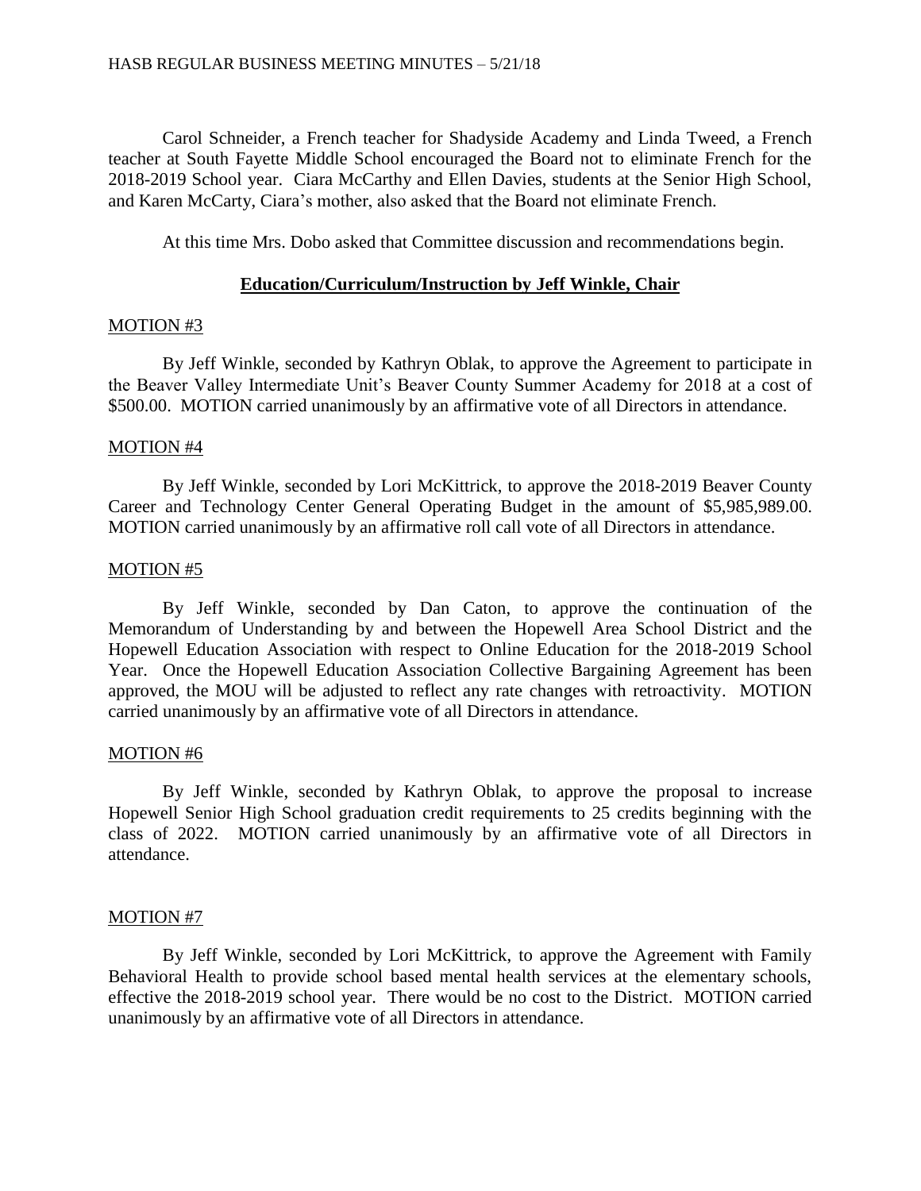Carol Schneider, a French teacher for Shadyside Academy and Linda Tweed, a French teacher at South Fayette Middle School encouraged the Board not to eliminate French for the 2018-2019 School year. Ciara McCarthy and Ellen Davies, students at the Senior High School, and Karen McCarty, Ciara's mother, also asked that the Board not eliminate French.

At this time Mrs. Dobo asked that Committee discussion and recommendations begin.

## Education/Curriculum/Instruction by Jeff Winkle, Chair

MOTION #3

By Jeff Winkle, seconded by Kathryn Oblak, to approve the Agreement to participate in the Beaver Valley Intermediate Unit's Beaver County Summer Academy for 2018 at a cost of $500.00. MOTION carried unanimously by an affirmative vote of all Directors in attendance.

MOTION #4

By Jeff Winkle, seconded by Lori McKittrick, to approve the 2018-2019 Beaver County Career and Technology Center General Operating Budget in the amount of $5,985,989.00. MOTION carried unanimously by an affirmative roll call vote of all Directors in attendance.

MOTION #5

By Jeff Winkle, seconded by Dan Caton, to approve the continuation of the Memorandum of Understanding by and between the Hopewell Area School District and the Hopewell Education Association with respect to Online Education for the 2018-2019 School Year. Once the Hopewell Education Association Collective Bargaining Agreement has been approved, the MOU will be adjusted to reflect any rate changes with retroactivity. MOTION carried unanimously by an affirmative vote of all Directors in attendance.

MOTION #6

By Jeff Winkle, seconded by Kathryn Oblak, to approve the proposal to increase Hopewell Senior High School graduation credit requirements to 25 credits beginning with the class of 2022. MOTION carried unanimously by an affirmative vote of all Directors in attendance.

MOTION #7

By Jeff Winkle, seconded by Lori McKittrick, to approve the Agreement with Family Behavioral Health to provide school based mental health services at the elementary schools, effective the 2018-2019 school year. There would be no cost to the District. MOTION carried unanimously by an affirmative vote of all Directors in attendance.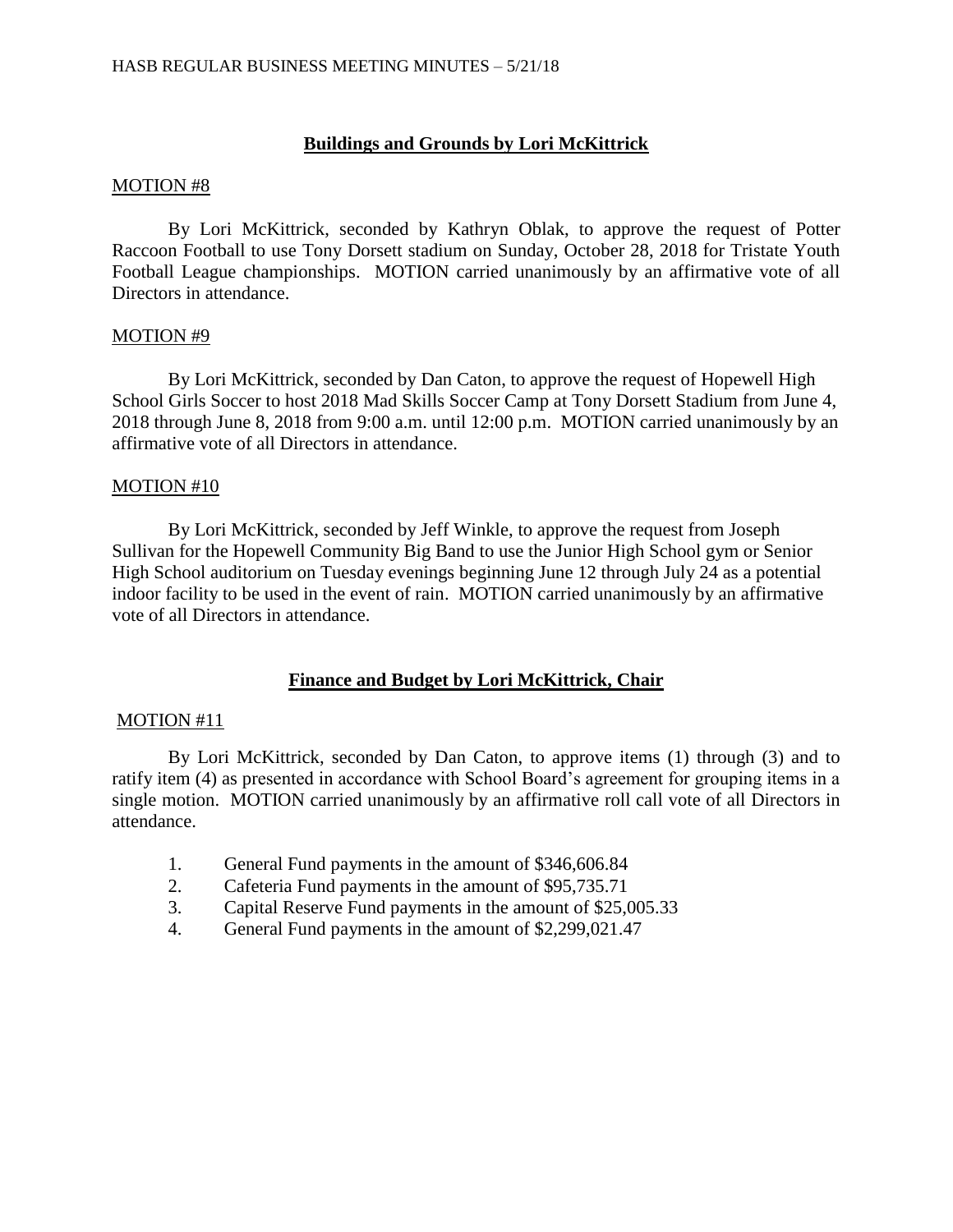## **Buildings and Grounds by Lori McKittrick**

MOTION #8

By Lori McKittrick, seconded by Kathryn Oblak, to approve the request of Potter Raccoon Football to use Tony Dorsett stadium on Sunday, October 28, 2018 for Tristate Youth Football League championships. MOTION carried unanimously by an affirmative vote of all Directors in attendance.

MOTION #9

By Lori McKittrick, seconded by Dan Caton, to approve the request of Hopewell High School Girls Soccer to host 2018 Mad Skills Soccer Camp at Tony Dorsett Stadium from June 4, 2018 through June 8, 2018 from 9:00 a.m. until 12:00 p.m. MOTION carried unanimously by an affirmative vote of all Directors in attendance.

MOTION #10

By Lori McKittrick, seconded by Jeff Winkle, to approve the request from Joseph Sullivan for the Hopewell Community Big Band to use the Junior High School gym or Senior High School auditorium on Tuesday evenings beginning June 12 through July 24 as a potential indoor facility to be used in the event of rain. MOTION carried unanimously by an affirmative vote of all Directors in attendance.

## **Finance and Budget by Lori McKittrick, Chair**

MOTION #11

By Lori McKittrick, seconded by Dan Caton, to approve items (1) through (3) and to ratify item (4) as presented in accordance with School Board's agreement for grouping items in a single motion. MOTION carried unanimously by an affirmative roll call vote of all Directors in attendance.

1. General Fund payments in the amount of $346,606.84
2. Cafeteria Fund payments in the amount of $95,735.71
3. Capital Reserve Fund payments in the amount of $25,005.33
4. General Fund payments in the amount of $2,299,021.47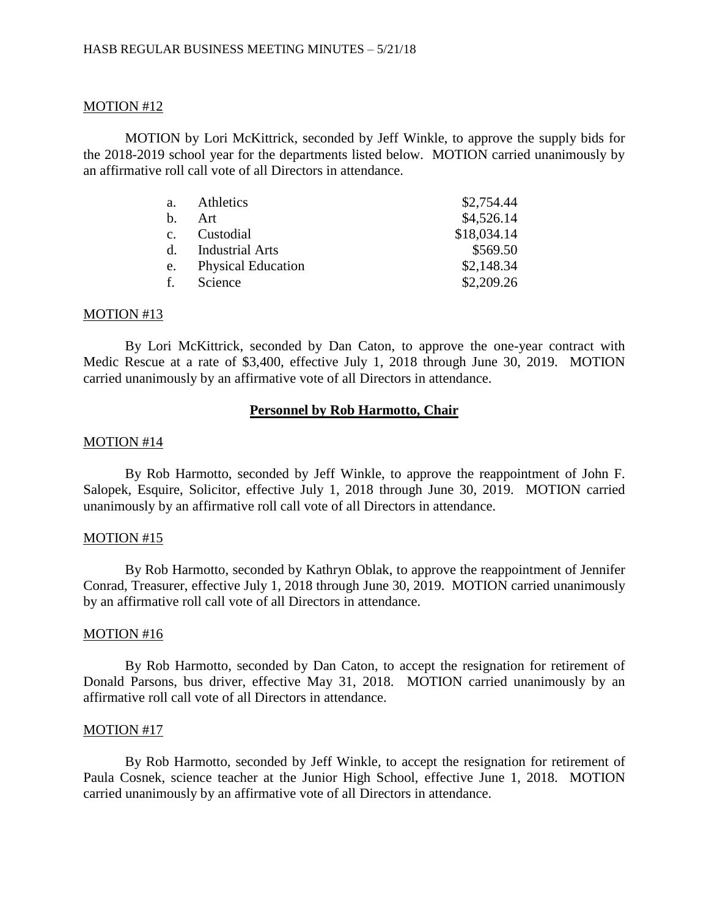MOTION #12

MOTION by Lori McKittrick, seconded by Jeff Winkle, to approve the supply bids for the 2018-2019 school year for the departments listed below. MOTION carried unanimously by an affirmative roll call vote of all Directors in attendance.

| | | |
|---|---|---|
| a. | Athletics | \$2,754.44 |
| b. | Art | \$4,526.14 |
| c. | Custodial | \$18,034.14 |
| d. | Industrial Arts | \$569.50 |
| e. | Physical Education | \$2,148.34 |
| f. | Science | \$2,209.26 |

MOTION #13

By Lori McKittrick, seconded by Dan Caton, to approve the one-year contract with Medic Rescue at a rate of \$3,400, effective July 1, 2018 through June 30, 2019. MOTION carried unanimously by an affirmative vote of all Directors in attendance.

## Personnel by Rob Harmotto, Chair

MOTION #14

By Rob Harmotto, seconded by Jeff Winkle, to approve the reappointment of John F. Salopek, Esquire, Solicitor, effective July 1, 2018 through June 30, 2019. MOTION carried unanimously by an affirmative roll call vote of all Directors in attendance.

MOTION #15

By Rob Harmotto, seconded by Kathryn Oblak, to approve the reappointment of Jennifer Conrad, Treasurer, effective July 1, 2018 through June 30, 2019. MOTION carried unanimously by an affirmative roll call vote of all Directors in attendance.

MOTION #16

By Rob Harmotto, seconded by Dan Caton, to accept the resignation for retirement of Donald Parsons, bus driver, effective May 31, 2018. MOTION carried unanimously by an affirmative roll call vote of all Directors in attendance.

MOTION #17

By Rob Harmotto, seconded by Jeff Winkle, to accept the resignation for retirement of Paula Cosnek, science teacher at the Junior High School, effective June 1, 2018. MOTION carried unanimously by an affirmative vote of all Directors in attendance.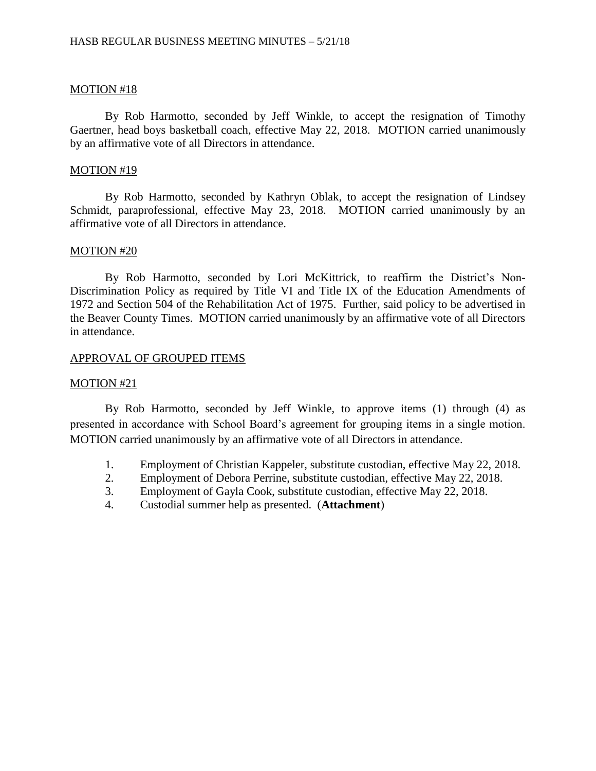MOTION #18

By Rob Harmotto, seconded by Jeff Winkle, to accept the resignation of Timothy Gaertner, head boys basketball coach, effective May 22, 2018. MOTION carried unanimously by an affirmative vote of all Directors in attendance.

MOTION #19

By Rob Harmotto, seconded by Kathryn Oblak, to accept the resignation of Lindsey Schmidt, paraprofessional, effective May 23, 2018. MOTION carried unanimously by an affirmative vote of all Directors in attendance.

MOTION #20

By Rob Harmotto, seconded by Lori McKittrick, to reaffirm the District's Non-Discrimination Policy as required by Title VI and Title IX of the Education Amendments of 1972 and Section 504 of the Rehabilitation Act of 1975. Further, said policy to be advertised in the Beaver County Times. MOTION carried unanimously by an affirmative vote of all Directors in attendance.

APPROVAL OF GROUPED ITEMS

MOTION #21

By Rob Harmotto, seconded by Jeff Winkle, to approve items (1) through (4) as presented in accordance with School Board's agreement for grouping items in a single motion. MOTION carried unanimously by an affirmative vote of all Directors in attendance.

1. Employment of Christian Kappeler, substitute custodian, effective May 22, 2018.
2. Employment of Debora Perrine, substitute custodian, effective May 22, 2018.
3. Employment of Gayla Cook, substitute custodian, effective May 22, 2018.
4. Custodial summer help as presented. (**Attachment**)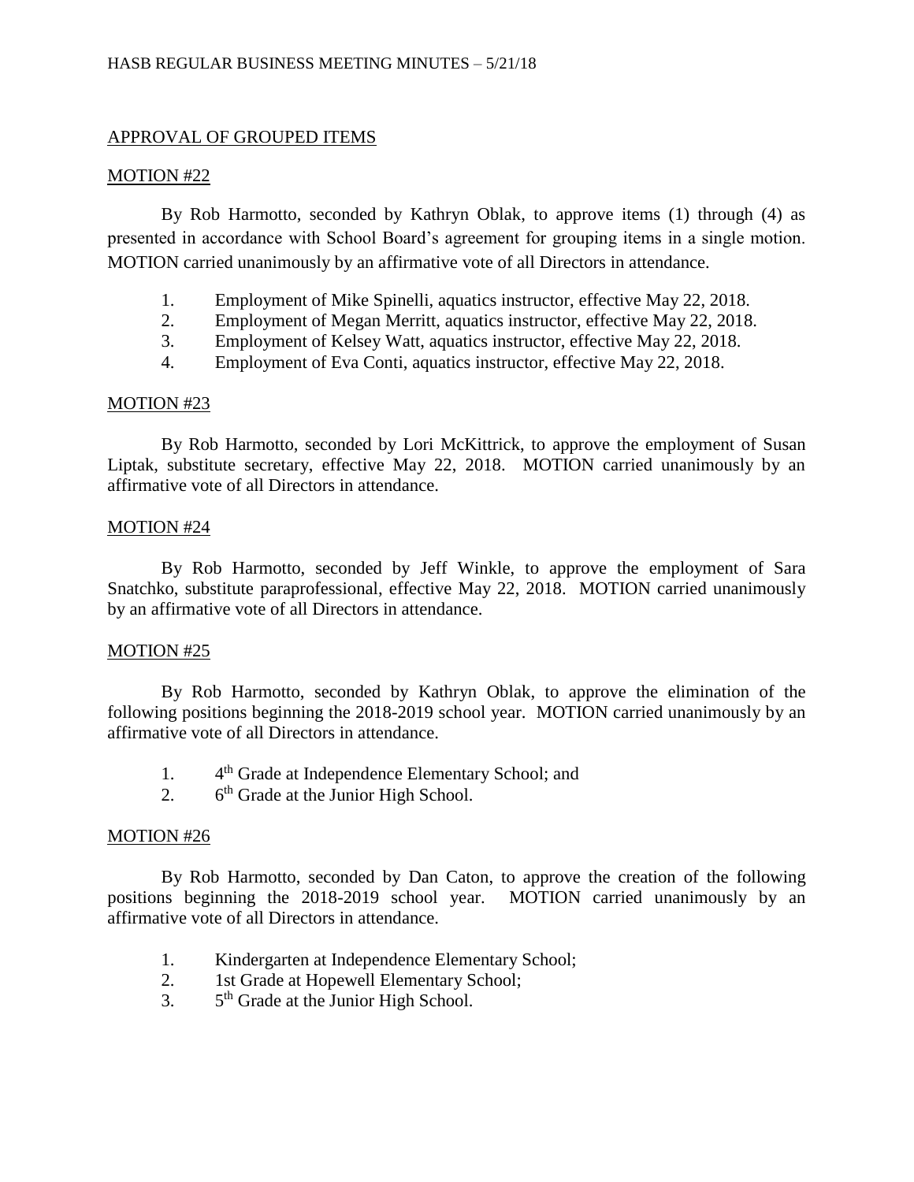## APPROVAL OF GROUPED ITEMS

### MOTION #22

By Rob Harmotto, seconded by Kathryn Oblak, to approve items (1) through (4) as presented in accordance with School Board's agreement for grouping items in a single motion. MOTION carried unanimously by an affirmative vote of all Directors in attendance.

1. Employment of Mike Spinelli, aquatics instructor, effective May 22, 2018.
2. Employment of Megan Merritt, aquatics instructor, effective May 22, 2018.
3. Employment of Kelsey Watt, aquatics instructor, effective May 22, 2018.
4. Employment of Eva Conti, aquatics instructor, effective May 22, 2018.

### MOTION #23

By Rob Harmotto, seconded by Lori McKittrick, to approve the employment of Susan Liptak, substitute secretary, effective May 22, 2018. MOTION carried unanimously by an affirmative vote of all Directors in attendance.

### MOTION #24

By Rob Harmotto, seconded by Jeff Winkle, to approve the employment of Sara Snatchko, substitute paraprofessional, effective May 22, 2018. MOTION carried unanimously by an affirmative vote of all Directors in attendance.

### MOTION #25

By Rob Harmotto, seconded by Kathryn Oblak, to approve the elimination of the following positions beginning the 2018-2019 school year. MOTION carried unanimously by an affirmative vote of all Directors in attendance.

1. 4th Grade at Independence Elementary School; and
2. 6th Grade at the Junior High School.

### MOTION #26

By Rob Harmotto, seconded by Dan Caton, to approve the creation of the following positions beginning the 2018-2019 school year. MOTION carried unanimously by an affirmative vote of all Directors in attendance.

1. Kindergarten at Independence Elementary School;
2. 1st Grade at Hopewell Elementary School;
3. 5th Grade at the Junior High School.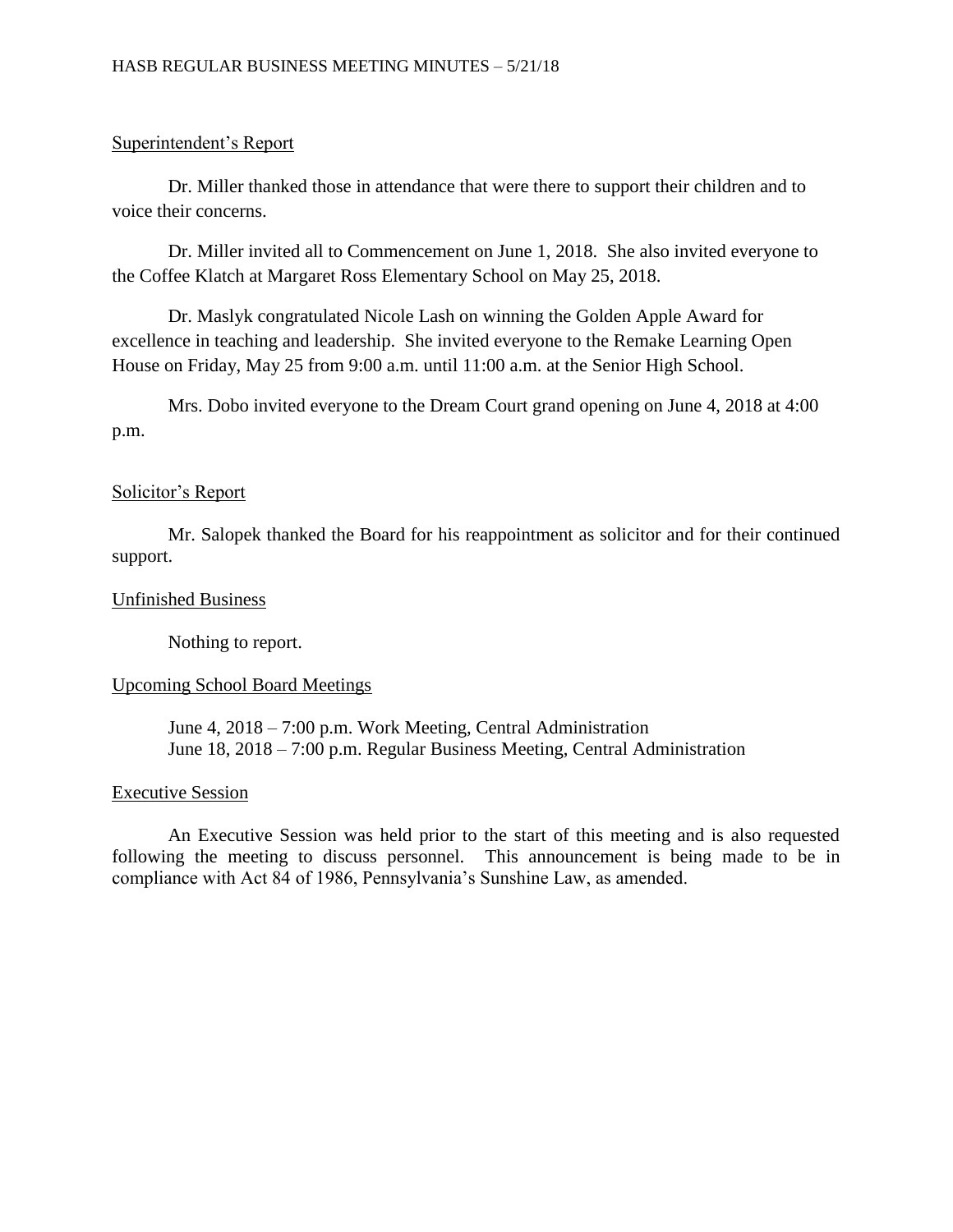## Superintendent's Report

Dr. Miller thanked those in attendance that were there to support their children and to voice their concerns.

Dr. Miller invited all to Commencement on June 1, 2018. She also invited everyone to the Coffee Klatch at Margaret Ross Elementary School on May 25, 2018.

Dr. Maslyk congratulated Nicole Lash on winning the Golden Apple Award for excellence in teaching and leadership. She invited everyone to the Remake Learning Open House on Friday, May 25 from 9:00 a.m. until 11:00 a.m. at the Senior High School.

Mrs. Dobo invited everyone to the Dream Court grand opening on June 4, 2018 at 4:00 p.m.

## Solicitor's Report

Mr. Salopek thanked the Board for his reappointment as solicitor and for their continued support.

## Unfinished Business

Nothing to report.

## Upcoming School Board Meetings

June 4, 2018 – 7:00 p.m. Work Meeting, Central Administration
June 18, 2018 – 7:00 p.m. Regular Business Meeting, Central Administration

## Executive Session

An Executive Session was held prior to the start of this meeting and is also requested following the meeting to discuss personnel. This announcement is being made to be in compliance with Act 84 of 1986, Pennsylvania's Sunshine Law, as amended.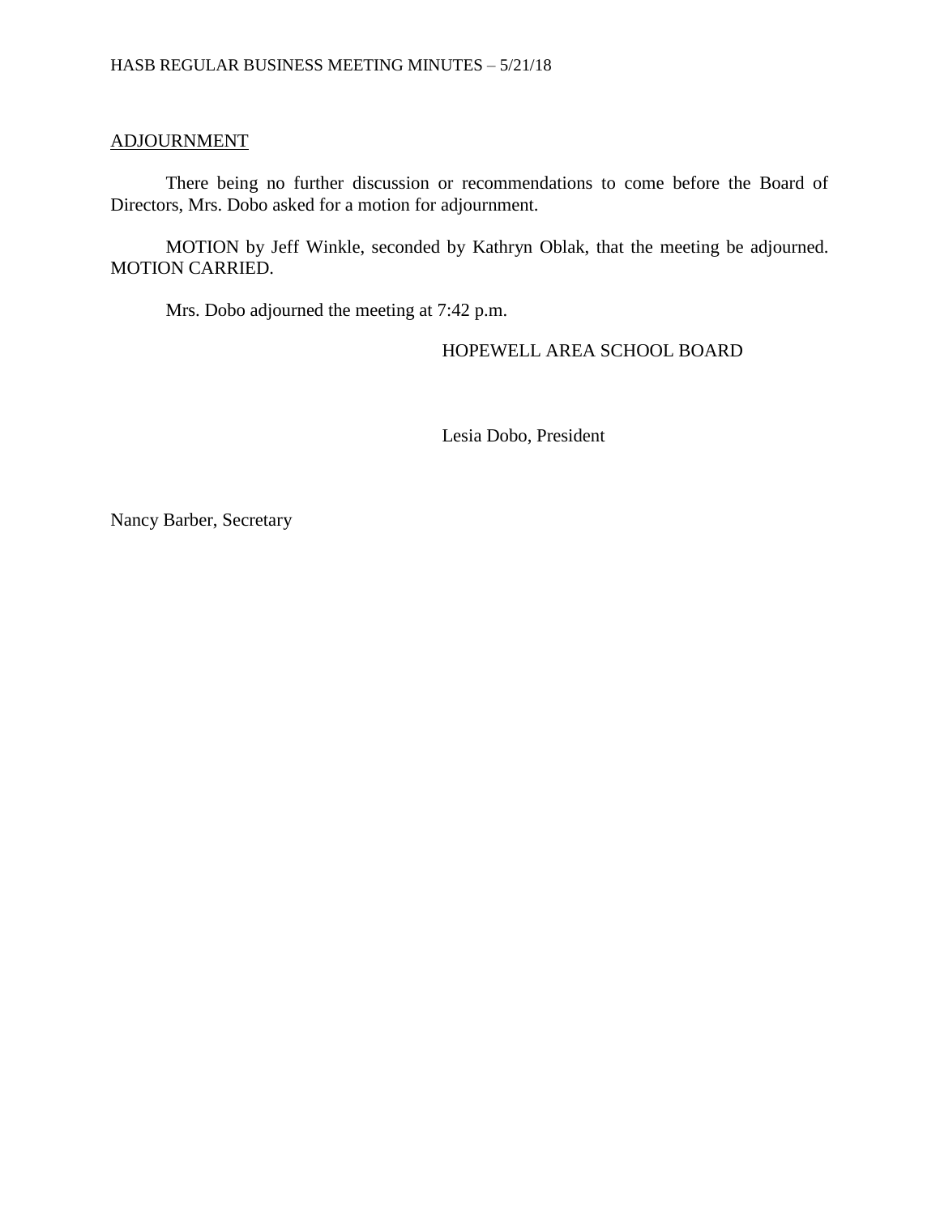ADJOURNMENT

There being no further discussion or recommendations to come before the Board of Directors, Mrs. Dobo asked for a motion for adjournment.

MOTION by Jeff Winkle, seconded by Kathryn Oblak, that the meeting be adjourned. MOTION CARRIED.

Mrs. Dobo adjourned the meeting at 7:42 p.m.

HOPEWELL AREA SCHOOL BOARD

Lesia Dobo, President

Nancy Barber, Secretary